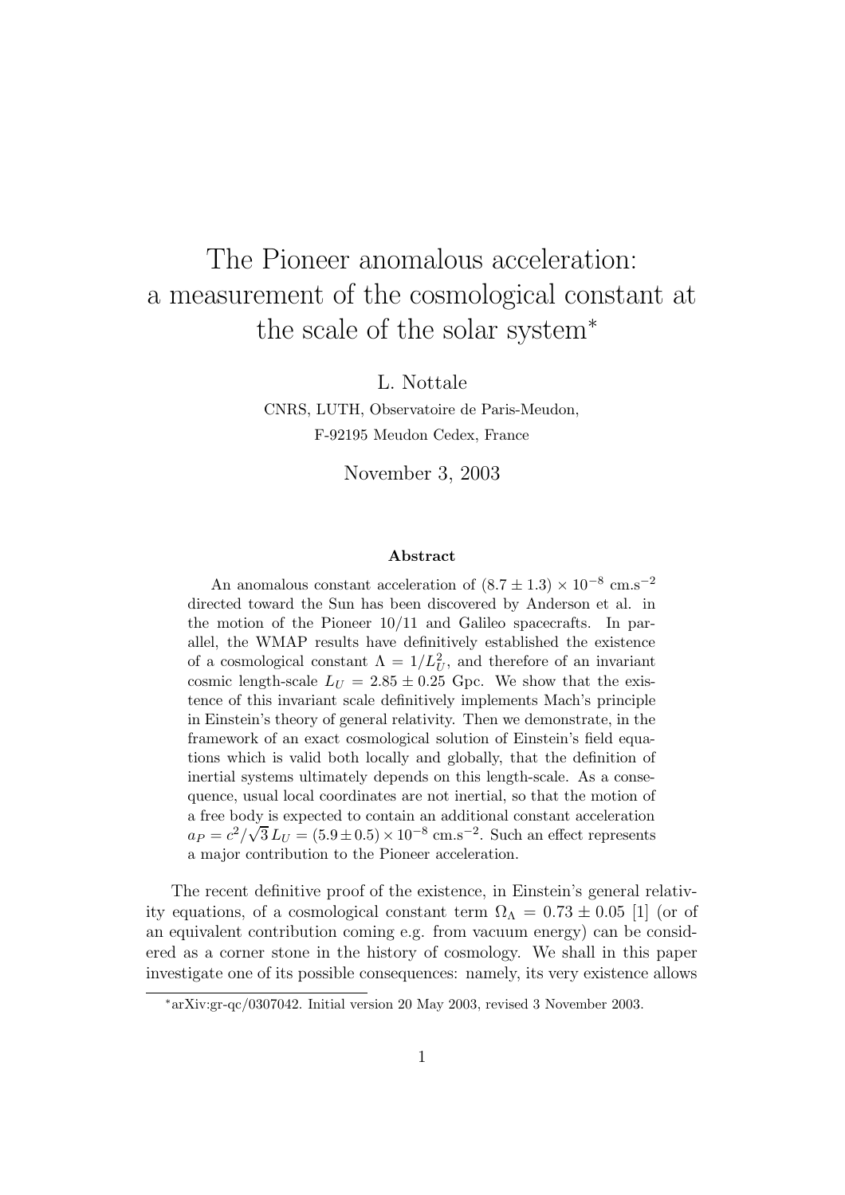# The Pioneer anomalous acceleration: a measurement of the cosmological constant at the scale of the solar system*

L. Nottale

CNRS, LUTH, Observatoire de Paris-Meudon,
F-92195 Meudon Cedex, France

November 3, 2003

### Abstract

An anomalous constant acceleration of $(8.7 \pm 1.3) \times 10^{-8}$ cm.s$^{-2}$ directed toward the Sun has been discovered by Anderson et al. in the motion of the Pioneer 10/11 and Galileo spacecrafts. In parallel, the WMAP results have definitively established the existence of a cosmological constant $\Lambda = 1/L_U^2$, and therefore of an invariant cosmic length-scale $L_U = 2.85 \pm 0.25$ Gpc. We show that the existence of this invariant scale definitively implements Mach's principle in Einstein's theory of general relativity. Then we demonstrate, in the framework of an exact cosmological solution of Einstein's field equations which is valid both locally and globally, that the definition of inertial systems ultimately depends on this length-scale. As a consequence, usual local coordinates are not inertial, so that the motion of a free body is expected to contain an additional constant acceleration $a_P = c^2/\sqrt{3}\, L_U = (5.9 \pm 0.5) \times 10^{-8}$ cm.s$^{-2}$. Such an effect represents a major contribution to the Pioneer acceleration.

The recent definitive proof of the existence, in Einstein's general relativity equations, of a cosmological constant term $\Omega_\Lambda = 0.73 \pm 0.05$ [1] (or of an equivalent contribution coming e.g. from vacuum energy) can be considered as a corner stone in the history of cosmology. We shall in this paper investigate one of its possible consequences: namely, its very existence allows

*arXiv:gr-qc/0307042. Initial version 20 May 2003, revised 3 November 2003.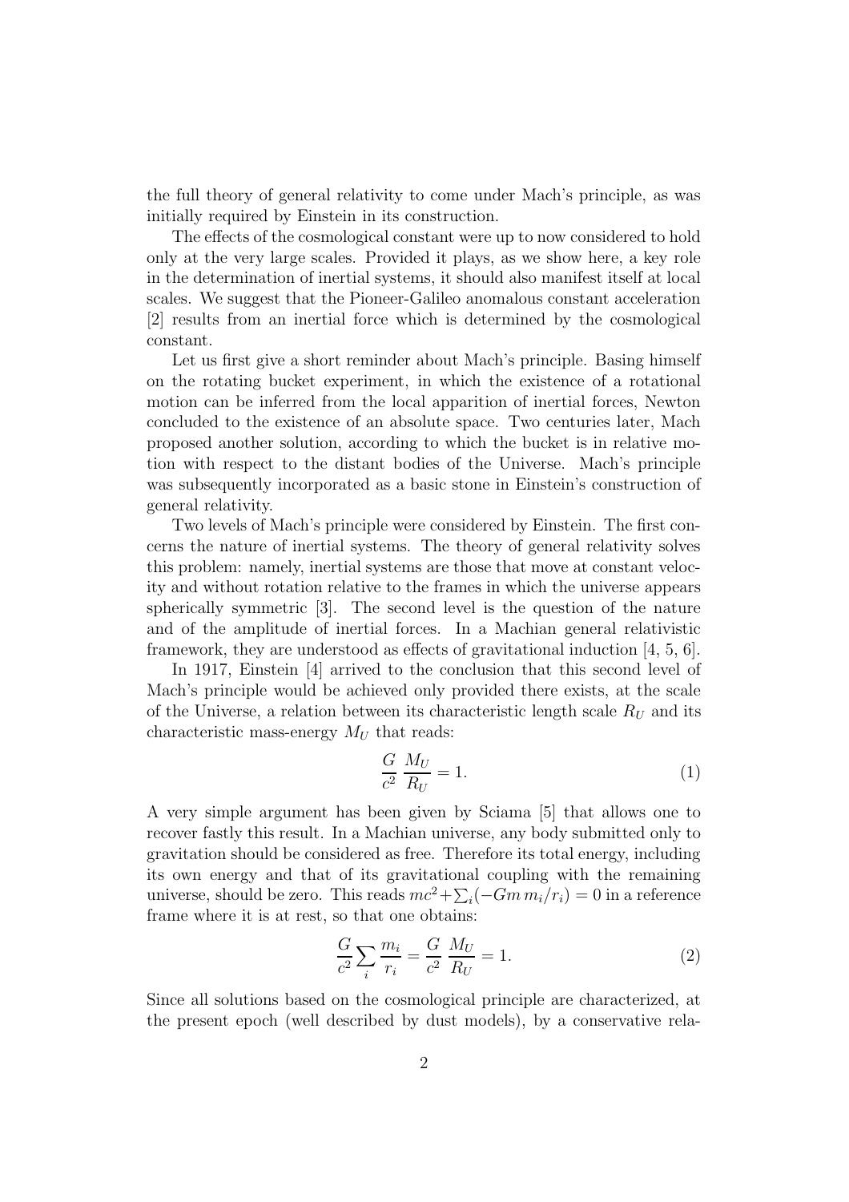the full theory of general relativity to come under Mach's principle, as was initially required by Einstein in its construction.

The effects of the cosmological constant were up to now considered to hold only at the very large scales. Provided it plays, as we show here, a key role in the determination of inertial systems, it should also manifest itself at local scales. We suggest that the Pioneer-Galileo anomalous constant acceleration [2] results from an inertial force which is determined by the cosmological constant.

Let us first give a short reminder about Mach's principle. Basing himself on the rotating bucket experiment, in which the existence of a rotational motion can be inferred from the local apparition of inertial forces, Newton concluded to the existence of an absolute space. Two centuries later, Mach proposed another solution, according to which the bucket is in relative motion with respect to the distant bodies of the Universe. Mach's principle was subsequently incorporated as a basic stone in Einstein's construction of general relativity.

Two levels of Mach's principle were considered by Einstein. The first concerns the nature of inertial systems. The theory of general relativity solves this problem: namely, inertial systems are those that move at constant velocity and without rotation relative to the frames in which the universe appears spherically symmetric [3]. The second level is the question of the nature and of the amplitude of inertial forces. In a Machian general relativistic framework, they are understood as effects of gravitational induction [4, 5, 6].

In 1917, Einstein [4] arrived to the conclusion that this second level of Mach's principle would be achieved only provided there exists, at the scale of the Universe, a relation between its characteristic length scale $R_U$ and its characteristic mass-energy $M_U$ that reads:

$$\frac{G}{c^2}\,\frac{M_U}{R_U} = 1. \tag{1}$$

A very simple argument has been given by Sciama [5] that allows one to recover fastly this result. In a Machian universe, any body submitted only to gravitation should be considered as free. Therefore its total energy, including its own energy and that of its gravitational coupling with the remaining universe, should be zero. This reads $mc^2 + \sum_i (-Gm\, m_i/r_i) = 0$ in a reference frame where it is at rest, so that one obtains:

$$\frac{G}{c^2}\sum_i \frac{m_i}{r_i} = \frac{G}{c^2}\,\frac{M_U}{R_U} = 1. \tag{2}$$

Since all solutions based on the cosmological principle are characterized, at the present epoch (well described by dust models), by a conservative rela-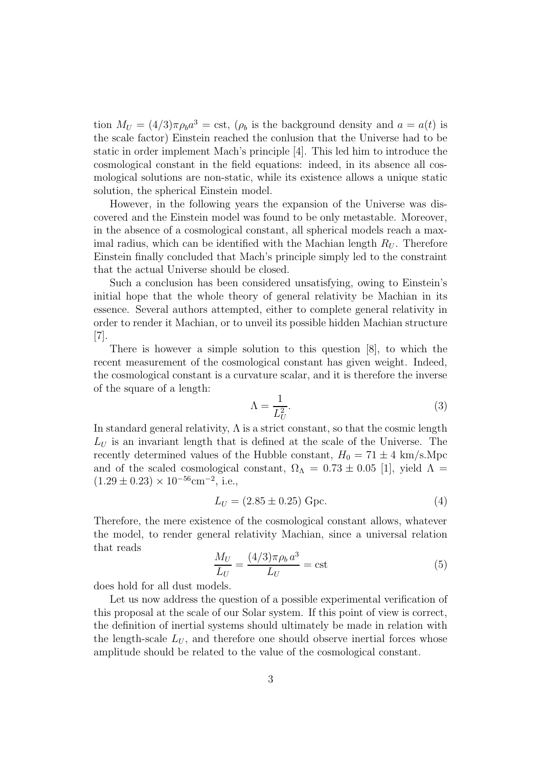tion $M_U = (4/3)\pi\rho_b a^3 = \text{cst}$, ($\rho_b$ is the background density and $a = a(t)$ is the scale factor) Einstein reached the conlusion that the Universe had to be static in order implement Mach's principle [4]. This led him to introduce the cosmological constant in the field equations: indeed, in its absence all cosmological solutions are non-static, while its existence allows a unique static solution, the spherical Einstein model.

However, in the following years the expansion of the Universe was discovered and the Einstein model was found to be only metastable. Moreover, in the absence of a cosmological constant, all spherical models reach a maximal radius, which can be identified with the Machian length $R_U$. Therefore Einstein finally concluded that Mach's principle simply led to the constraint that the actual Universe should be closed.

Such a conclusion has been considered unsatisfying, owing to Einstein's initial hope that the whole theory of general relativity be Machian in its essence. Several authors attempted, either to complete general relativity in order to render it Machian, or to unveil its possible hidden Machian structure [7].

There is however a simple solution to this question [8], to which the recent measurement of the cosmological constant has given weight. Indeed, the cosmological constant is a curvature scalar, and it is therefore the inverse of the square of a length:

$$\Lambda = \frac{1}{L_U^2}. \tag{3}$$

In standard general relativity, $\Lambda$ is a strict constant, so that the cosmic length $L_U$ is an invariant length that is defined at the scale of the Universe. The recently determined values of the Hubble constant, $H_0 = 71 \pm 4$ km/s.Mpc and of the scaled cosmological constant, $\Omega_\Lambda = 0.73 \pm 0.05$ [1], yield $\Lambda = (1.29 \pm 0.23) \times 10^{-56}\text{cm}^{-2}$, i.e.,

$$L_U = (2.85 \pm 0.25) \text{ Gpc}. \tag{4}$$

Therefore, the mere existence of the cosmological constant allows, whatever the model, to render general relativity Machian, since a universal relation that reads

$$\frac{M_U}{L_U} = \frac{(4/3)\pi\rho_b \, a^3}{L_U} = \text{cst} \tag{5}$$

does hold for all dust models.

Let us now address the question of a possible experimental verification of this proposal at the scale of our Solar system. If this point of view is correct, the definition of inertial systems should ultimately be made in relation with the length-scale $L_U$, and therefore one should observe inertial forces whose amplitude should be related to the value of the cosmological constant.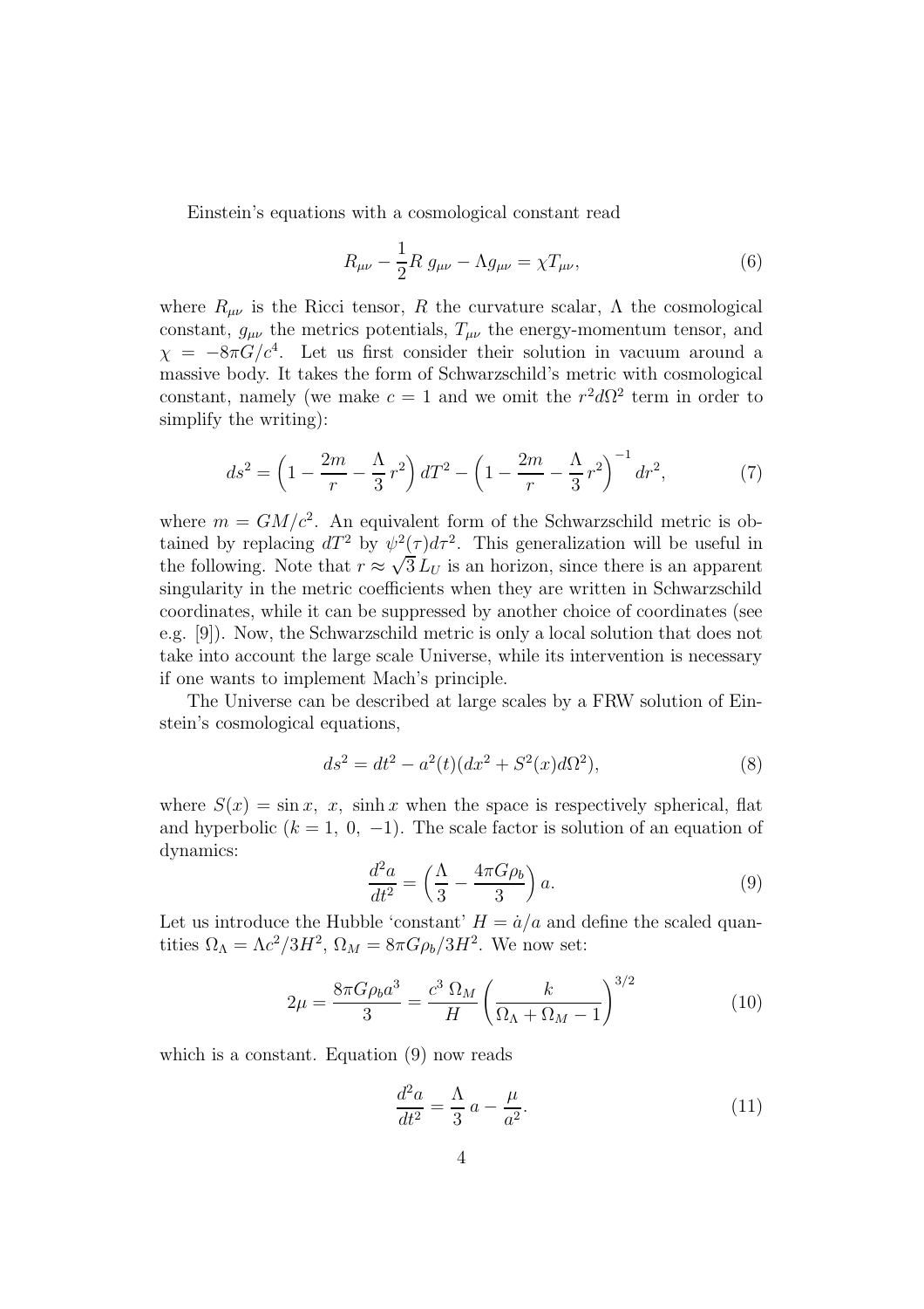Einstein's equations with a cosmological constant read

$$R_{\mu\nu} - \frac{1}{2} R \, g_{\mu\nu} - \Lambda g_{\mu\nu} = \chi T_{\mu\nu}, \tag{6}$$

where $R_{\mu\nu}$ is the Ricci tensor, $R$ the curvature scalar, $\Lambda$ the cosmological constant, $g_{\mu\nu}$ the metrics potentials, $T_{\mu\nu}$ the energy-momentum tensor, and $\chi = -8\pi G/c^4$. Let us first consider their solution in vacuum around a massive body. It takes the form of Schwarzschild's metric with cosmological constant, namely (we make $c = 1$ and we omit the $r^2 d\Omega^2$ term in order to simplify the writing):

$$ds^2 = \left(1 - \frac{2m}{r} - \frac{\Lambda}{3}\, r^2\right) dT^2 - \left(1 - \frac{2m}{r} - \frac{\Lambda}{3}\, r^2\right)^{-1} dr^2, \tag{7}$$

where $m = GM/c^2$. An equivalent form of the Schwarzschild metric is obtained by replacing $dT^2$ by $\psi^2(\tau) d\tau^2$. This generalization will be useful in the following. Note that $r \approx \sqrt{3}\, L_U$ is an horizon, since there is an apparent singularity in the metric coefficients when they are written in Schwarzschild coordinates, while it can be suppressed by another choice of coordinates (see e.g. [9]). Now, the Schwarzschild metric is only a local solution that does not take into account the large scale Universe, while its intervention is necessary if one wants to implement Mach's principle.

The Universe can be described at large scales by a FRW solution of Einstein's cosmological equations,

$$ds^2 = dt^2 - a^2(t)(dx^2 + S^2(x) d\Omega^2), \tag{8}$$

where $S(x) = \sin x,\ x,\ \sinh x$ when the space is respectively spherical, flat and hyperbolic ($k = 1,\ 0,\ -1$). The scale factor is solution of an equation of dynamics:

$$\frac{d^2 a}{dt^2} = \left(\frac{\Lambda}{3} - \frac{4\pi G \rho_b}{3}\right) a. \tag{9}$$

Let us introduce the Hubble 'constant' $H = \dot{a}/a$ and define the scaled quantities $\Omega_\Lambda = \Lambda c^2 / 3H^2$, $\Omega_M = 8\pi G \rho_b / 3H^2$. We now set:

$$2\mu = \frac{8\pi G \rho_b a^3}{3} = \frac{c^3\, \Omega_M}{H} \left(\frac{k}{\Omega_\Lambda + \Omega_M - 1}\right)^{3/2} \tag{10}$$

which is a constant. Equation (9) now reads

$$\frac{d^2 a}{dt^2} = \frac{\Lambda}{3}\, a - \frac{\mu}{a^2}. \tag{11}$$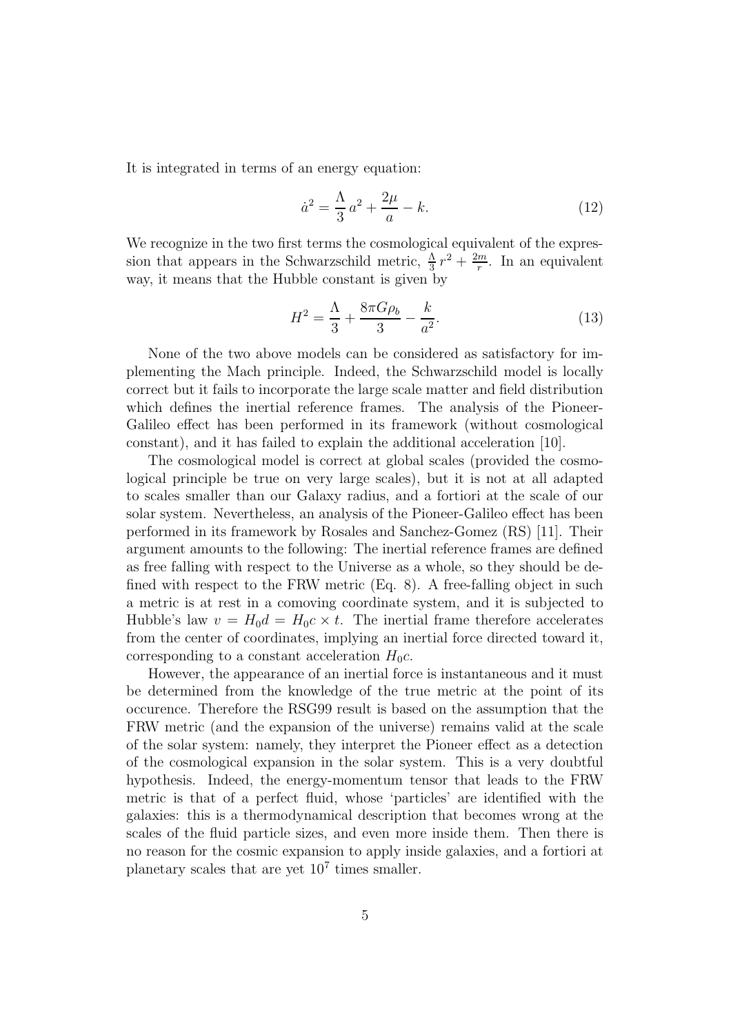It is integrated in terms of an energy equation:

$$\dot{a}^2 = \frac{\Lambda}{3}\, a^2 + \frac{2\mu}{a} - k. \tag{12}$$

We recognize in the two first terms the cosmological equivalent of the expression that appears in the Schwarzschild metric, $\frac{\Lambda}{3}\, r^2 + \frac{2m}{r}$. In an equivalent way, it means that the Hubble constant is given by

$$H^2 = \frac{\Lambda}{3} + \frac{8\pi G \rho_b}{3} - \frac{k}{a^2}. \tag{13}$$

None of the two above models can be considered as satisfactory for implementing the Mach principle. Indeed, the Schwarzschild model is locally correct but it fails to incorporate the large scale matter and field distribution which defines the inertial reference frames. The analysis of the Pioneer-Galileo effect has been performed in its framework (without cosmological constant), and it has failed to explain the additional acceleration [10].

The cosmological model is correct at global scales (provided the cosmological principle be true on very large scales), but it is not at all adapted to scales smaller than our Galaxy radius, and a fortiori at the scale of our solar system. Nevertheless, an analysis of the Pioneer-Galileo effect has been performed in its framework by Rosales and Sanchez-Gomez (RS) [11]. Their argument amounts to the following: The inertial reference frames are defined as free falling with respect to the Universe as a whole, so they should be defined with respect to the FRW metric (Eq. 8). A free-falling object in such a metric is at rest in a comoving coordinate system, and it is subjected to Hubble's law $v = H_0 d = H_0 c \times t$. The inertial frame therefore accelerates from the center of coordinates, implying an inertial force directed toward it, corresponding to a constant acceleration $H_0 c$.

However, the appearance of an inertial force is instantaneous and it must be determined from the knowledge of the true metric at the point of its occurence. Therefore the RSG99 result is based on the assumption that the FRW metric (and the expansion of the universe) remains valid at the scale of the solar system: namely, they interpret the Pioneer effect as a detection of the cosmological expansion in the solar system. This is a very doubtful hypothesis. Indeed, the energy-momentum tensor that leads to the FRW metric is that of a perfect fluid, whose 'particles' are identified with the galaxies: this is a thermodynamical description that becomes wrong at the scales of the fluid particle sizes, and even more inside them. Then there is no reason for the cosmic expansion to apply inside galaxies, and a fortiori at planetary scales that are yet $10^7$ times smaller.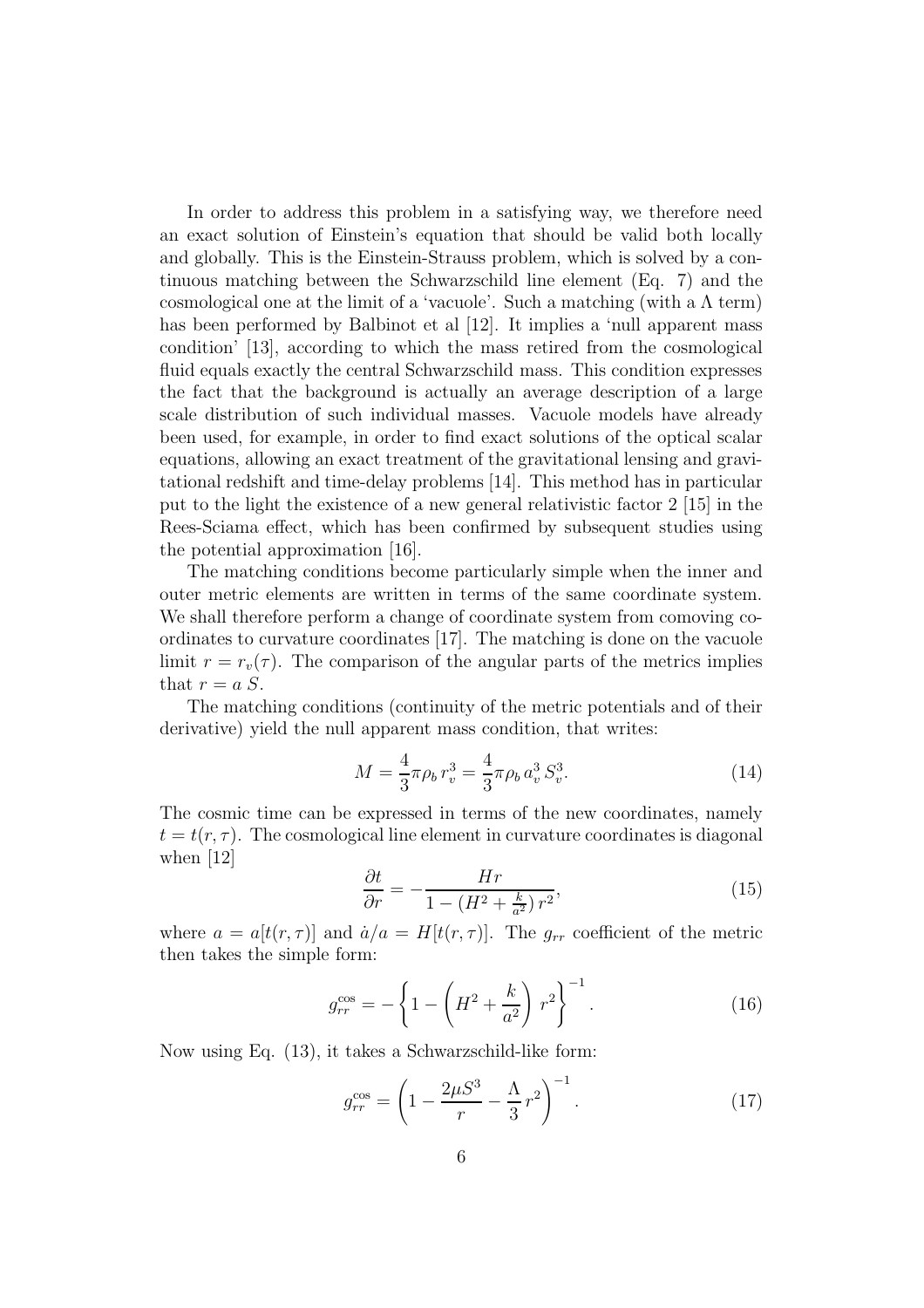In order to address this problem in a satisfying way, we therefore need an exact solution of Einstein's equation that should be valid both locally and globally. This is the Einstein-Strauss problem, which is solved by a continuous matching between the Schwarzschild line element (Eq. 7) and the cosmological one at the limit of a 'vacuole'. Such a matching (with a $\Lambda$ term) has been performed by Balbinot et al [12]. It implies a 'null apparent mass condition' [13], according to which the mass retired from the cosmological fluid equals exactly the central Schwarzschild mass. This condition expresses the fact that the background is actually an average description of a large scale distribution of such individual masses. Vacuole models have already been used, for example, in order to find exact solutions of the optical scalar equations, allowing an exact treatment of the gravitational lensing and gravitational redshift and time-delay problems [14]. This method has in particular put to the light the existence of a new general relativistic factor 2 [15] in the Rees-Sciama effect, which has been confirmed by subsequent studies using the potential approximation [16].

The matching conditions become particularly simple when the inner and outer metric elements are written in terms of the same coordinate system. We shall therefore perform a change of coordinate system from comoving coordinates to curvature coordinates [17]. The matching is done on the vacuole limit $r = r_v(\tau)$. The comparison of the angular parts of the metrics implies that $r = a\,S$.

The matching conditions (continuity of the metric potentials and of their derivative) yield the null apparent mass condition, that writes:

$$M = \frac{4}{3}\pi\rho_b\, r_v^3 = \frac{4}{3}\pi\rho_b\, a_v^3\, S_v^3. \tag{14}$$

The cosmic time can be expressed in terms of the new coordinates, namely $t = t(r, \tau)$. The cosmological line element in curvature coordinates is diagonal when [12]

$$\frac{\partial t}{\partial r} = -\frac{H r}{1 - (H^2 + \frac{k}{a^2})\, r^2}, \tag{15}$$

where $a = a[t(r, \tau)]$ and $\dot{a}/a = H[t(r, \tau)]$. The $g_{rr}$ coefficient of the metric then takes the simple form:

$$g_{rr}^{\cos} = -\left\{1 - \left(H^2 + \frac{k}{a^2}\right) r^2\right\}^{-1}. \tag{16}$$

Now using Eq. (13), it takes a Schwarzschild-like form:

$$g_{rr}^{\cos} = \left(1 - \frac{2\mu S^3}{r} - \frac{\Lambda}{3}\, r^2\right)^{-1}. \tag{17}$$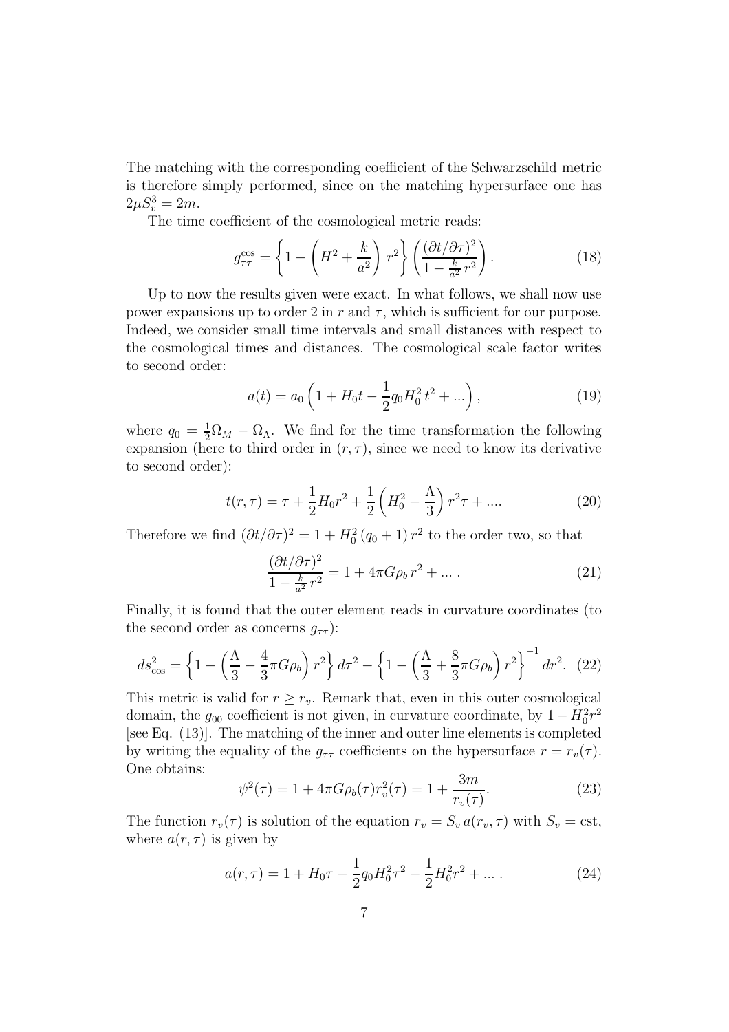The matching with the corresponding coefficient of the Schwarzschild metric is therefore simply performed, since on the matching hypersurface one has $2\mu S_v^3 = 2m$.

The time coefficient of the cosmological metric reads:

$$g_{\tau\tau}^{\cos} = \left\{1 - \left(H^2 + \frac{k}{a^2}\right) r^2\right\} \left(\frac{(\partial t/\partial \tau)^2}{1 - \frac{k}{a^2}\, r^2}\right). \tag{18}$$

Up to now the results given were exact. In what follows, we shall now use power expansions up to order 2 in $r$ and $\tau$, which is sufficient for our purpose. Indeed, we consider small time intervals and small distances with respect to the cosmological times and distances. The cosmological scale factor writes to second order:

$$a(t) = a_0 \left(1 + H_0 t - \frac{1}{2} q_0 H_0^2\, t^2 + ...\right), \tag{19}$$

where $q_0 = \frac{1}{2}\Omega_M - \Omega_\Lambda$. We find for the time transformation the following expansion (here to third order in $(r, \tau)$, since we need to know its derivative to second order):

$$t(r, \tau) = \tau + \frac{1}{2} H_0 r^2 + \frac{1}{2}\left(H_0^2 - \frac{\Lambda}{3}\right) r^2 \tau + .... \tag{20}$$

Therefore we find $(\partial t/\partial \tau)^2 = 1 + H_0^2\,(q_0 + 1)\, r^2$ to the order two, so that

$$\frac{(\partial t/\partial \tau)^2}{1 - \frac{k}{a^2}\, r^2} = 1 + 4\pi G \rho_b\, r^2 + ... \,. \tag{21}$$

Finally, it is found that the outer element reads in curvature coordinates (to the second order as concerns $g_{\tau\tau}$):

$$ds_{\cos}^2 = \left\{1 - \left(\frac{\Lambda}{3} - \frac{4}{3}\pi G \rho_b\right) r^2\right\} d\tau^2 - \left\{1 - \left(\frac{\Lambda}{3} + \frac{8}{3}\pi G \rho_b\right) r^2\right\}^{-1} dr^2. \tag{22}$$

This metric is valid for $r \geq r_v$. Remark that, even in this outer cosmological domain, the $g_{00}$ coefficient is not given, in curvature coordinate, by $1 - H_0^2 r^2$ [see Eq. (13)]. The matching of the inner and outer line elements is completed by writing the equality of the $g_{\tau\tau}$ coefficients on the hypersurface $r = r_v(\tau)$. One obtains:

$$\psi^2(\tau) = 1 + 4\pi G \rho_b(\tau) r_v^2(\tau) = 1 + \frac{3m}{r_v(\tau)}. \tag{23}$$

The function $r_v(\tau)$ is solution of the equation $r_v = S_v\, a(r_v, \tau)$ with $S_v = \text{cst}$, where $a(r, \tau)$ is given by

$$a(r, \tau) = 1 + H_0 \tau - \frac{1}{2} q_0 H_0^2 \tau^2 - \frac{1}{2} H_0^2 r^2 + ... \,. \tag{24}$$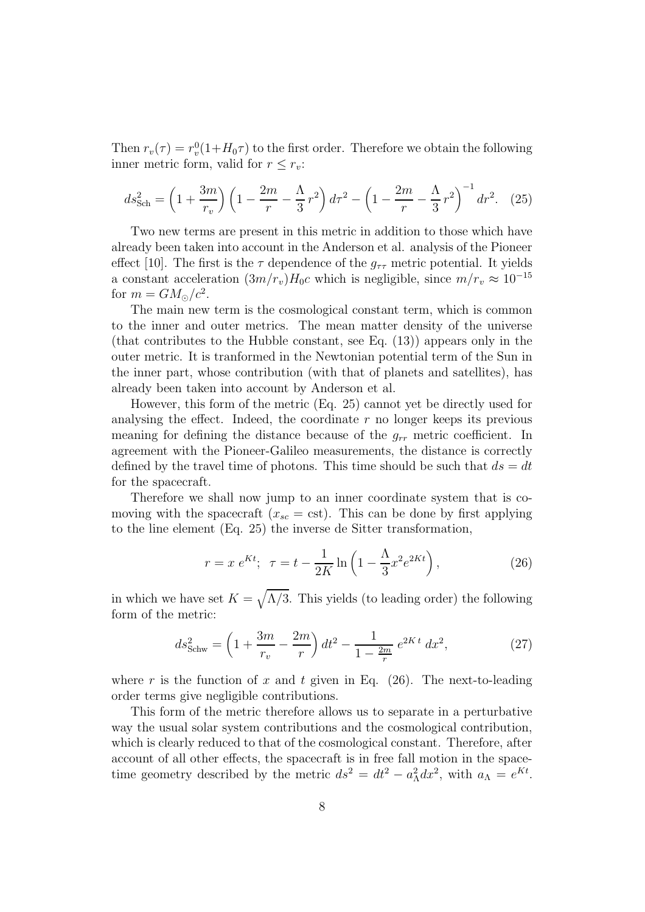Then $r_v(\tau) = r_v^0(1+H_0\tau)$ to the first order. Therefore we obtain the following inner metric form, valid for $r \leq r_v$:

$$ds^2_{\rm Sch} = \left(1 + \frac{3m}{r_v}\right)\left(1 - \frac{2m}{r} - \frac{\Lambda}{3}\, r^2\right) d\tau^2 - \left(1 - \frac{2m}{r} - \frac{\Lambda}{3}\, r^2\right)^{-1} dr^2. \quad (25)$$

Two new terms are present in this metric in addition to those which have already been taken into account in the Anderson et al. analysis of the Pioneer effect [10]. The first is the $\tau$ dependence of the $g_{\tau\tau}$ metric potential. It yields a constant acceleration $(3m/r_v)H_0 c$ which is negligible, since $m/r_v \approx 10^{-15}$ for $m = GM_\odot/c^2$.

The main new term is the cosmological constant term, which is common to the inner and outer metrics. The mean matter density of the universe (that contributes to the Hubble constant, see Eq. (13)) appears only in the outer metric. It is tranformed in the Newtonian potential term of the Sun in the inner part, whose contribution (with that of planets and satellites), has already been taken into account by Anderson et al.

However, this form of the metric (Eq. 25) cannot yet be directly used for analysing the effect. Indeed, the coordinate $r$ no longer keeps its previous meaning for defining the distance because of the $g_{rr}$ metric coefficient. In agreement with the Pioneer-Galileo measurements, the distance is correctly defined by the travel time of photons. This time should be such that $ds = dt$ for the spacecraft.

Therefore we shall now jump to an inner coordinate system that is comoving with the spacecraft ($x_{sc} = \text{cst}$). This can be done by first applying to the line element (Eq. 25) the inverse de Sitter transformation,

$$r = x\, e^{Kt}; \;\; \tau = t - \frac{1}{2K} \ln\left(1 - \frac{\Lambda}{3} x^2 e^{2Kt}\right), \quad (26)$$

in which we have set $K = \sqrt{\Lambda/3}$. This yields (to leading order) the following form of the metric:

$$ds^2_{\rm Schw} = \left(1 + \frac{3m}{r_v} - \frac{2m}{r}\right) dt^2 - \frac{1}{1 - \frac{2m}{r}}\, e^{2K\,t}\, dx^2, \quad (27)$$

where $r$ is the function of $x$ and $t$ given in Eq. (26). The next-to-leading order terms give negligible contributions.

This form of the metric therefore allows us to separate in a perturbative way the usual solar system contributions and the cosmological contribution, which is clearly reduced to that of the cosmological constant. Therefore, after account of all other effects, the spacecraft is in free fall motion in the spacetime geometry described by the metric $ds^2 = dt^2 - a_\Lambda^2 dx^2$, with $a_\Lambda = e^{Kt}$.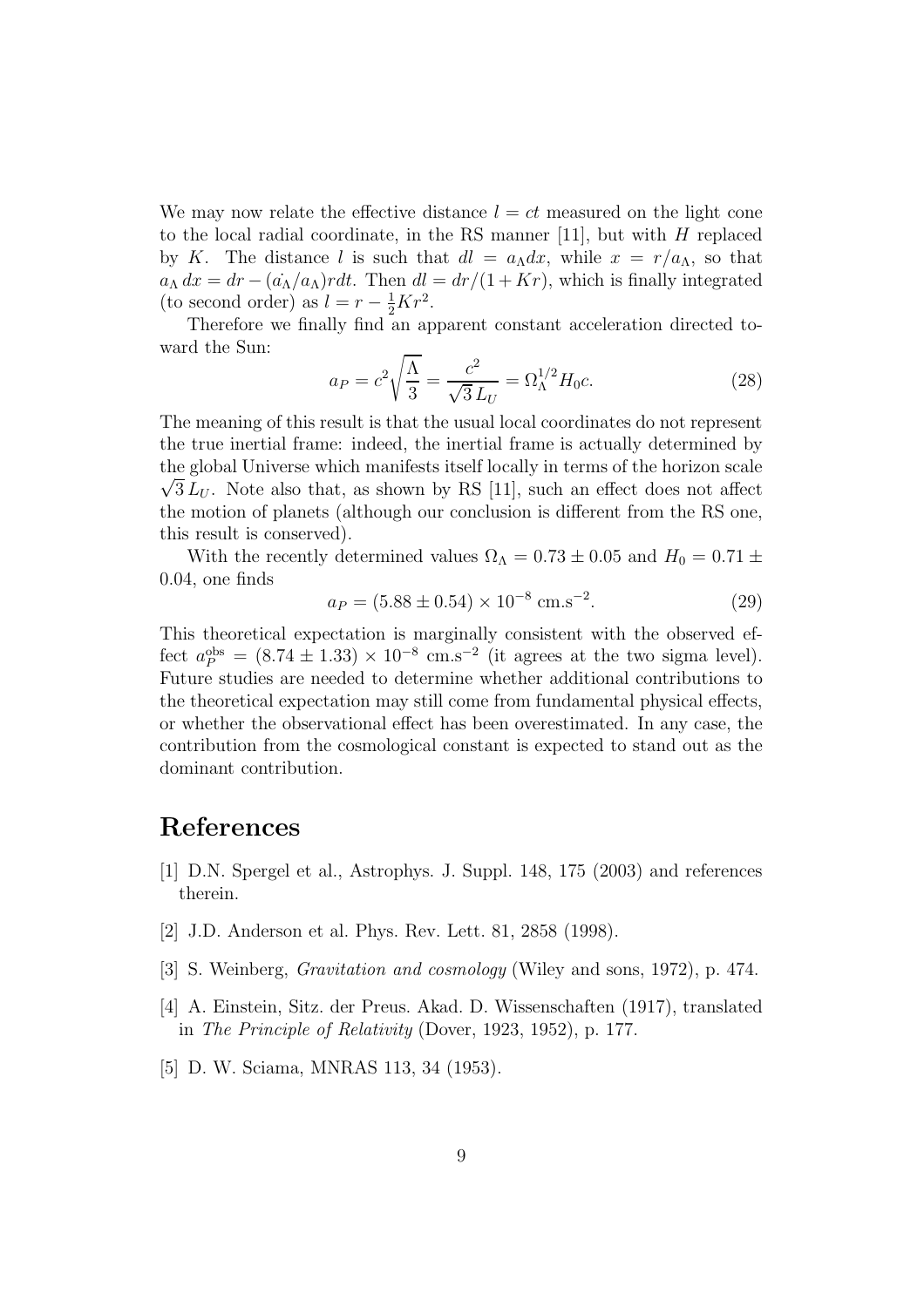We may now relate the effective distance $l = ct$ measured on the light cone to the local radial coordinate, in the RS manner [11], but with $H$ replaced by $K$. The distance $l$ is such that $dl = a_\Lambda dx$, while $x = r/a_\Lambda$, so that $a_\Lambda \, dx = dr - (\dot{a_\Lambda}/a_\Lambda) r dt$. Then $dl = dr/(1 + Kr)$, which is finally integrated (to second order) as $l = r - \frac{1}{2} K r^2$.

Therefore we finally find an apparent constant acceleration directed toward the Sun:

$$a_P = c^2 \sqrt{\frac{\Lambda}{3}} = \frac{c^2}{\sqrt{3}\, L_U} = \Omega_\Lambda^{1/2} H_0 c. \tag{28}$$

The meaning of this result is that the usual local coordinates do not represent the true inertial frame: indeed, the inertial frame is actually determined by the global Universe which manifests itself locally in terms of the horizon scale $\sqrt{3}\, L_U$. Note also that, as shown by RS [11], such an effect does not affect the motion of planets (although our conclusion is different from the RS one, this result is conserved).

With the recently determined values $\Omega_\Lambda = 0.73 \pm 0.05$ and $H_0 = 0.71 \pm 0.04$, one finds

$$a_P = (5.88 \pm 0.54) \times 10^{-8} \text{ cm.s}^{-2}. \tag{29}$$

This theoretical expectation is marginally consistent with the observed effect $a_P^{\text{obs}} = (8.74 \pm 1.33) \times 10^{-8}$ cm.s$^{-2}$ (it agrees at the two sigma level). Future studies are needed to determine whether additional contributions to the theoretical expectation may still come from fundamental physical effects, or whether the observational effect has been overestimated. In any case, the contribution from the cosmological constant is expected to stand out as the dominant contribution.

# References

[1] D.N. Spergel et al., Astrophys. J. Suppl. 148, 175 (2003) and references therein.

[2] J.D. Anderson et al. Phys. Rev. Lett. 81, 2858 (1998).

[3] S. Weinberg, *Gravitation and cosmology* (Wiley and sons, 1972), p. 474.

[4] A. Einstein, Sitz. der Preus. Akad. D. Wissenschaften (1917), translated in *The Principle of Relativity* (Dover, 1923, 1952), p. 177.

[5] D. W. Sciama, MNRAS 113, 34 (1953).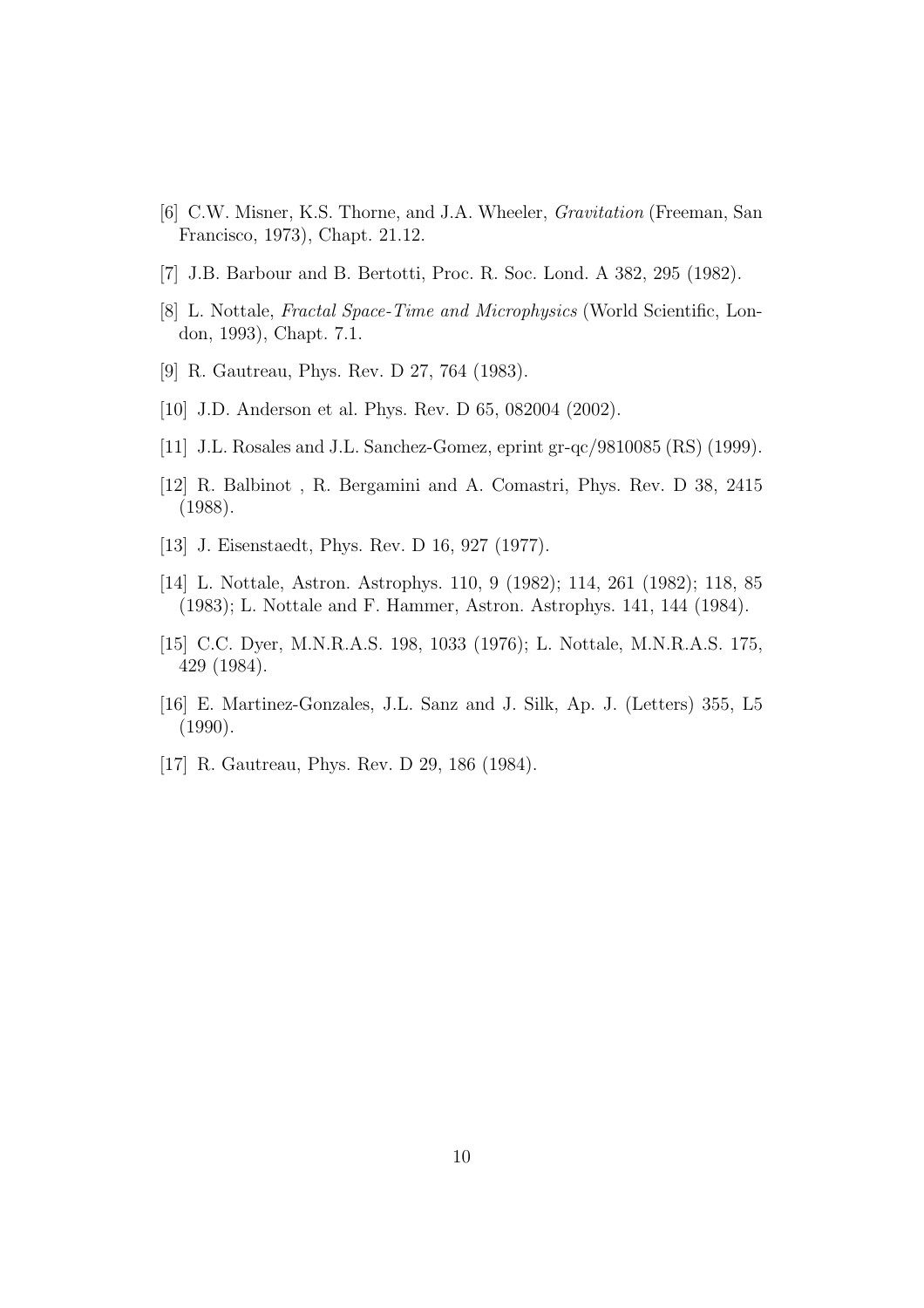[6] C.W. Misner, K.S. Thorne, and J.A. Wheeler, *Gravitation* (Freeman, San Francisco, 1973), Chapt. 21.12.

[7] J.B. Barbour and B. Bertotti, Proc. R. Soc. Lond. A 382, 295 (1982).

[8] L. Nottale, *Fractal Space-Time and Microphysics* (World Scientific, London, 1993), Chapt. 7.1.

[9] R. Gautreau, Phys. Rev. D 27, 764 (1983).

[10] J.D. Anderson et al. Phys. Rev. D 65, 082004 (2002).

[11] J.L. Rosales and J.L. Sanchez-Gomez, eprint gr-qc/9810085 (RS) (1999).

[12] R. Balbinot , R. Bergamini and A. Comastri, Phys. Rev. D 38, 2415 (1988).

[13] J. Eisenstaedt, Phys. Rev. D 16, 927 (1977).

[14] L. Nottale, Astron. Astrophys. 110, 9 (1982); 114, 261 (1982); 118, 85 (1983); L. Nottale and F. Hammer, Astron. Astrophys. 141, 144 (1984).

[15] C.C. Dyer, M.N.R.A.S. 198, 1033 (1976); L. Nottale, M.N.R.A.S. 175, 429 (1984).

[16] E. Martinez-Gonzales, J.L. Sanz and J. Silk, Ap. J. (Letters) 355, L5 (1990).

[17] R. Gautreau, Phys. Rev. D 29, 186 (1984).